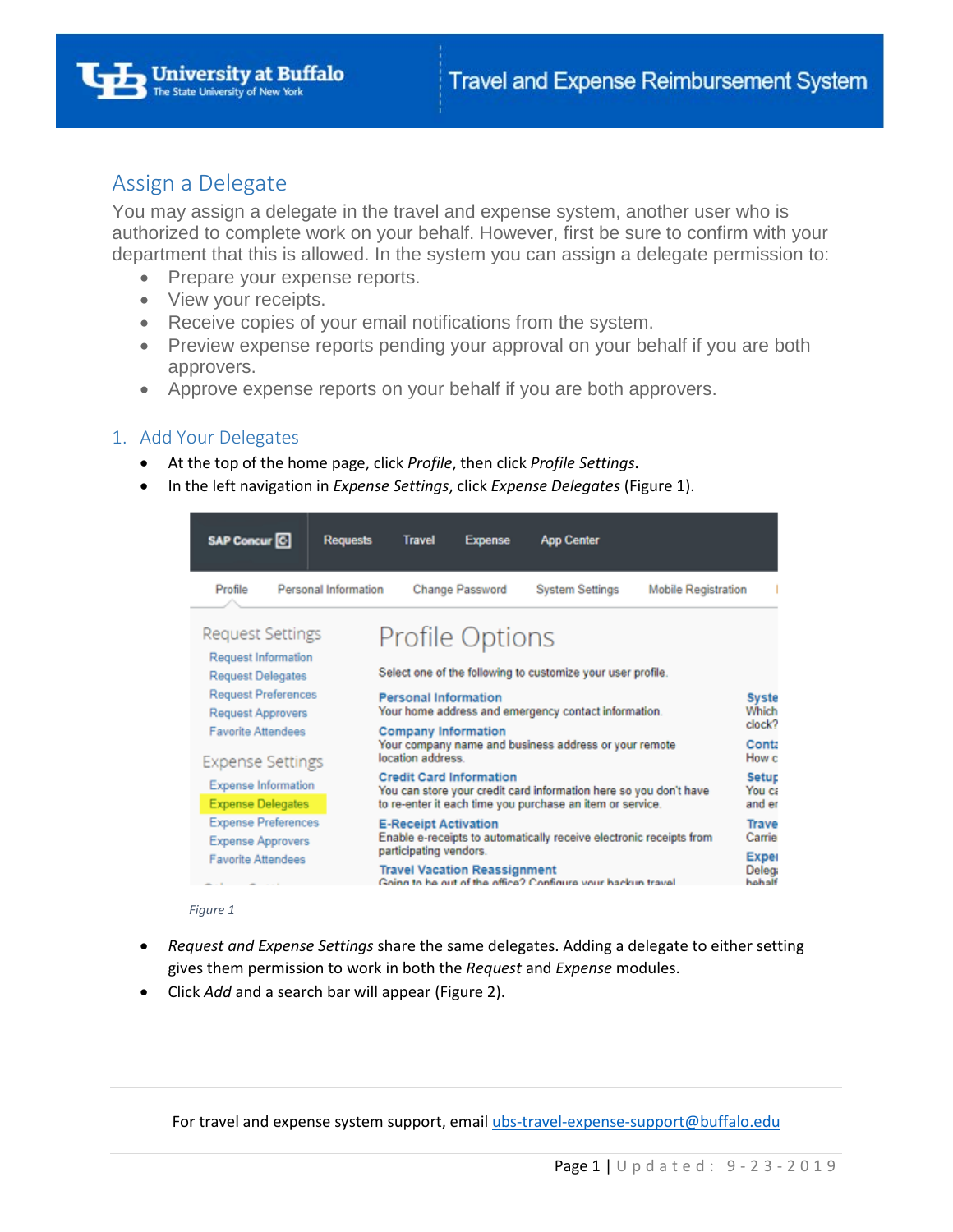## Assign a Delegate

You may assign a delegate in the travel and expense system, another user who is authorized to complete work on your behalf. However, first be sure to confirm with your department that this is allowed. In the system you can assign a delegate permission to:

- Prepare your expense reports.
- View your receipts.
- Receive copies of your email notifications from the system.
- Preview expense reports pending your approval on your behalf if you are both approvers.
- Approve expense reports on your behalf if you are both approvers.

### 1. Add Your Delegates

- At the top of the home page, click *Profile*, then click *Profile Settings*.
- In the left navigation in *Expense Settings*, click *Expense Delegates* (Figure 1).

*Figure 1*

- *Request and Expense Settings* share the same delegates. Adding a delegate to either setting gives them permission to work in both the *Request* and *Expense* modules.
- Click *Add* and a search bar will appear (Figure 2).

For travel and expense system support, email ubs-travel-expense-support@buffalo.edu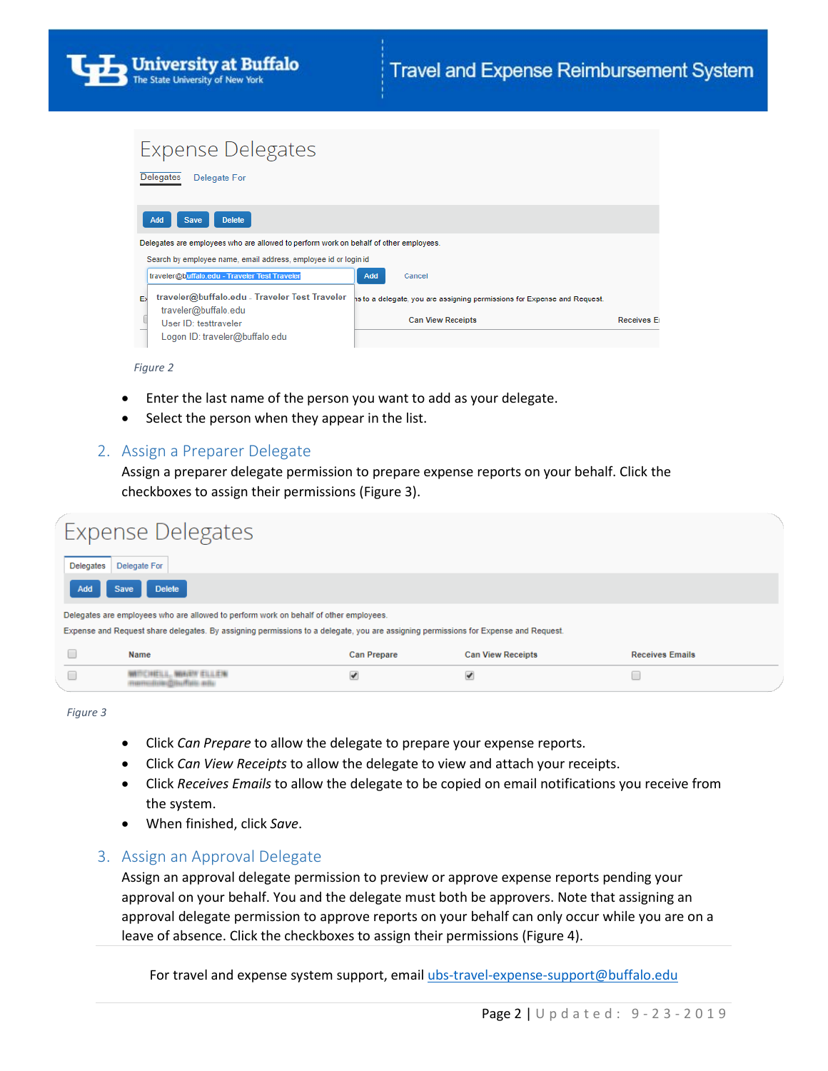Figure 2

- Enter the last name of the person you want to add as your delegate.
- Select the person when they appear in the list.

## 2. Assign a Preparer Delegate

Assign a preparer delegate permission to prepare expense reports on your behalf. Click the checkboxes to assign their permissions (Figure 3).

Figure 3

- Click *Can Prepare* to allow the delegate to prepare your expense reports.
- Click *Can View Receipts* to allow the delegate to view and attach your receipts.
- Click *Receives Emails* to allow the delegate to be copied on email notifications you receive from the system.
- When finished, click *Save*.

## 3. Assign an Approval Delegate

Assign an approval delegate permission to preview or approve expense reports pending your approval on your behalf. You and the delegate must both be approvers. Note that assigning an approval delegate permission to approve reports on your behalf can only occur while you are on a leave of absence. Click the checkboxes to assign their permissions (Figure 4).

For travel and expense system support, email ubs-travel-expense-support@buffalo.edu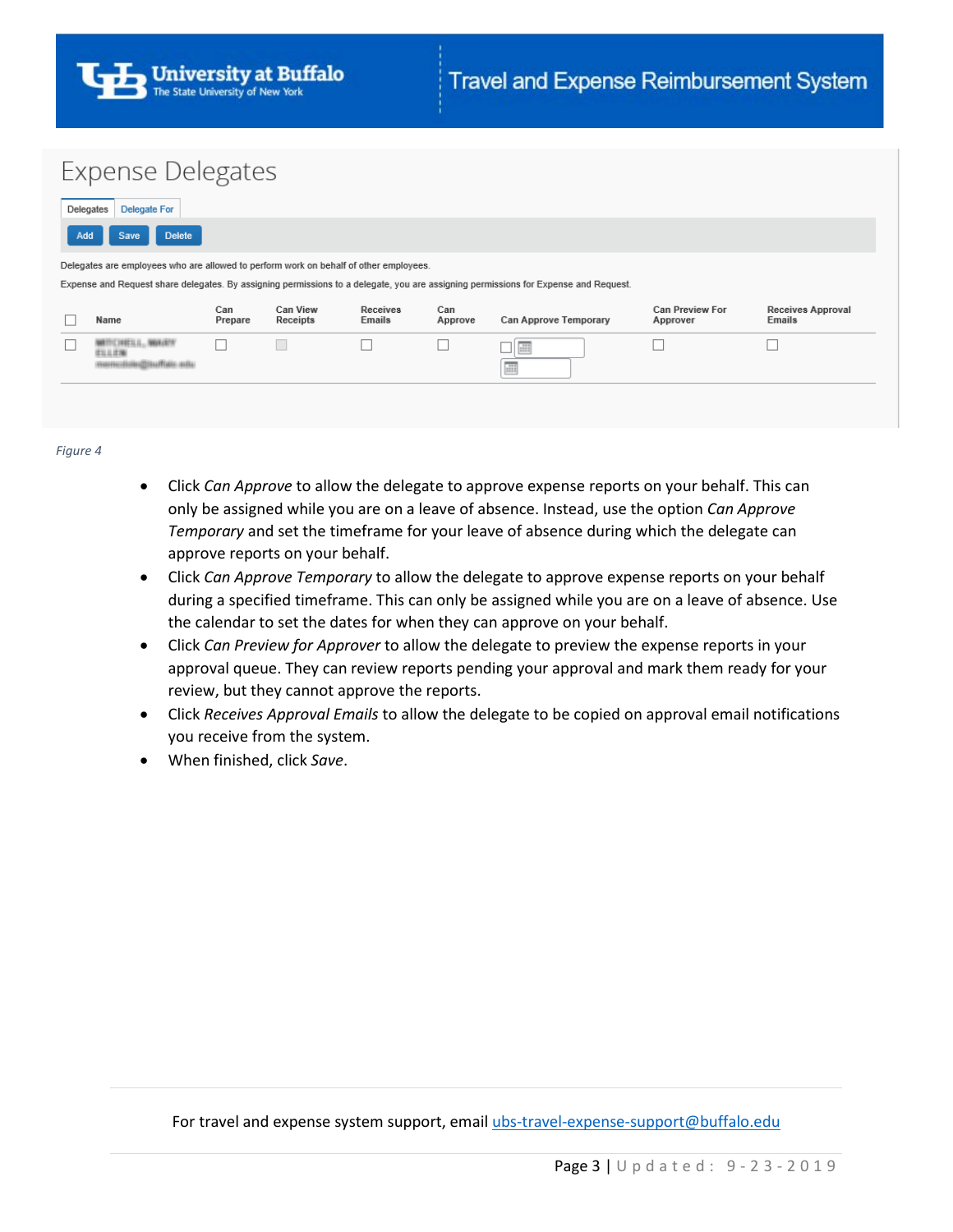# Expense Delegates

Delegates | Delegate For

Add | Save | Delete

Delegates are employees who are allowed to perform work on behalf of other employees.

Expense and Request share delegates. By assigning permissions to a delegate, you are assigning permissions for Expense and Request.

| | Name | Can Prepare | Can View Receipts | Receives Emails | Can Approve | Can Approve Temporary | Can Preview For Approver | Receives Approval Emails |
|---|---|---|---|---|---|---|---|---|
| ☐ | MITCHELL, MARY ELLEN memcdole@buffalo.edu | ☐ | ☐ | ☐ | ☐ | ☐ | ☐ | ☐ |

*Figure 4*

- Click *Can Approve* to allow the delegate to approve expense reports on your behalf. This can only be assigned while you are on a leave of absence. Instead, use the option *Can Approve Temporary* and set the timeframe for your leave of absence during which the delegate can approve reports on your behalf.
- Click *Can Approve Temporary* to allow the delegate to approve expense reports on your behalf during a specified timeframe. This can only be assigned while you are on a leave of absence. Use the calendar to set the dates for when they can approve on your behalf.
- Click *Can Preview for Approver* to allow the delegate to preview the expense reports in your approval queue. They can review reports pending your approval and mark them ready for your review, but they cannot approve the reports.
- Click *Receives Approval Emails* to allow the delegate to be copied on approval email notifications you receive from the system.
- When finished, click *Save*.

For travel and expense system support, email ubs-travel-expense-support@buffalo.edu